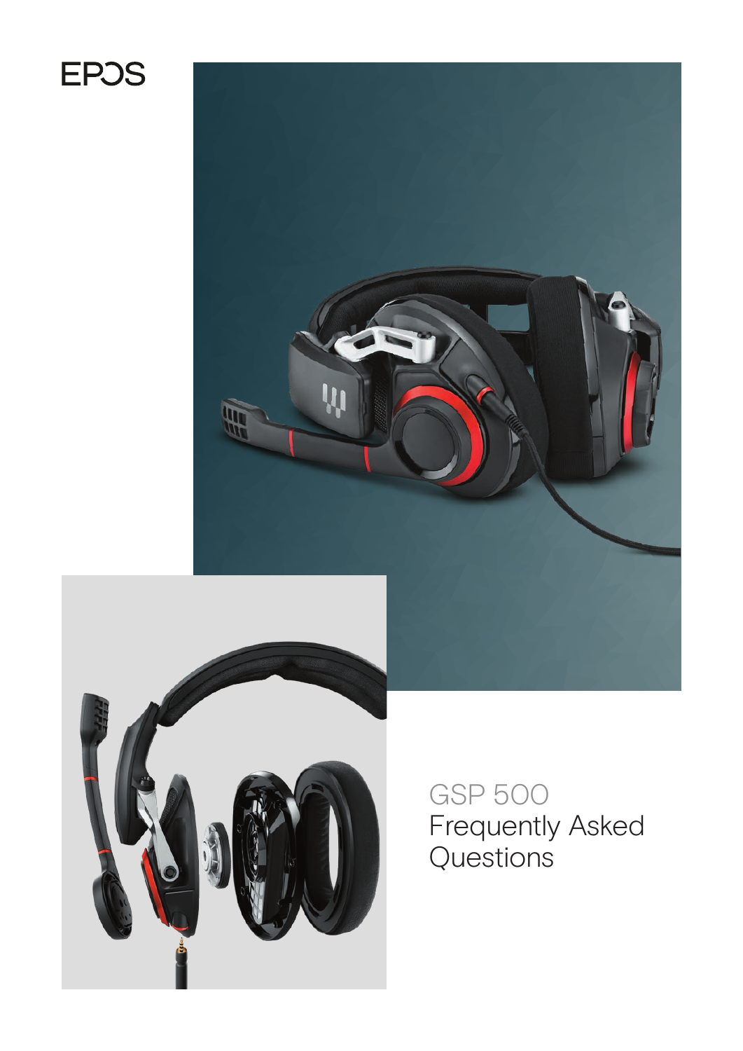EPOS

# GSP 500
# Frequently Asked Questions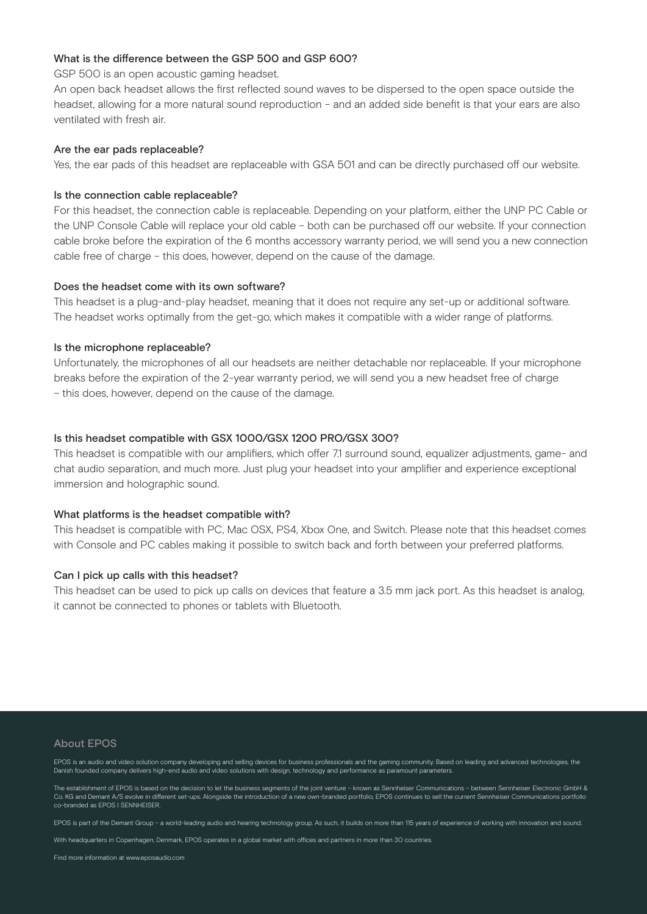### What is the difference between the GSP 500 and GSP 600?

GSP 500 is an open acoustic gaming headset.

An open back headset allows the first reflected sound waves to be dispersed to the open space outside the headset, allowing for a more natural sound reproduction – and an added side benefit is that your ears are also ventilated with fresh air.

### Are the ear pads replaceable?

Yes, the ear pads of this headset are replaceable with GSA 501 and can be directly purchased off our website.

### Is the connection cable replaceable?

For this headset, the connection cable is replaceable. Depending on your platform, either the UNP PC Cable or the UNP Console Cable will replace your old cable – both can be purchased off our website. If your connection cable broke before the expiration of the 6 months accessory warranty period, we will send you a new connection cable free of charge – this does, however, depend on the cause of the damage.

### Does the headset come with its own software?

This headset is a plug-and-play headset, meaning that it does not require any set-up or additional software. The headset works optimally from the get-go, which makes it compatible with a wider range of platforms.

### Is the microphone replaceable?

Unfortunately, the microphones of all our headsets are neither detachable nor replaceable. If your microphone breaks before the expiration of the 2-year warranty period, we will send you a new headset free of charge – this does, however, depend on the cause of the damage.

### Is this headset compatible with GSX 1000/GSX 1200 PRO/GSX 300?

This headset is compatible with our amplifiers, which offer 7.1 surround sound, equalizer adjustments, game- and chat audio separation, and much more. Just plug your headset into your amplifier and experience exceptional immersion and holographic sound.

### What platforms is the headset compatible with?

This headset is compatible with PC, Mac OSX, PS4, Xbox One, and Switch. Please note that this headset comes with Console and PC cables making it possible to switch back and forth between your preferred platforms.

### Can I pick up calls with this headset?

This headset can be used to pick up calls on devices that feature a 3.5 mm jack port. As this headset is analog, it cannot be connected to phones or tablets with Bluetooth.

## About EPOS

EPOS is an audio and video solution company developing and selling devices for business professionals and the gaming community. Based on leading and advanced technologies, the Danish founded company delivers high-end audio and video solutions with design, technology and performance as paramount parameters.

The establishment of EPOS is based on the decision to let the business segments of the joint venture – known as Sennheiser Communications – between Sennheiser Electronic GmbH & Co. KG and Demant A/S evolve in different set-ups. Alongside the introduction of a new own-branded portfolio, EPOS continues to sell the current Sennheiser Communications portfolio co-branded as EPOS I SENNHEISER.

EPOS is part of the Demant Group – a world-leading audio and hearing technology group. As such, it builds on more than 115 years of experience of working with innovation and sound.

With headquarters in Copenhagen, Denmark, EPOS operates in a global market with offices and partners in more than 30 countries.

Find more information at www.eposaudio.com